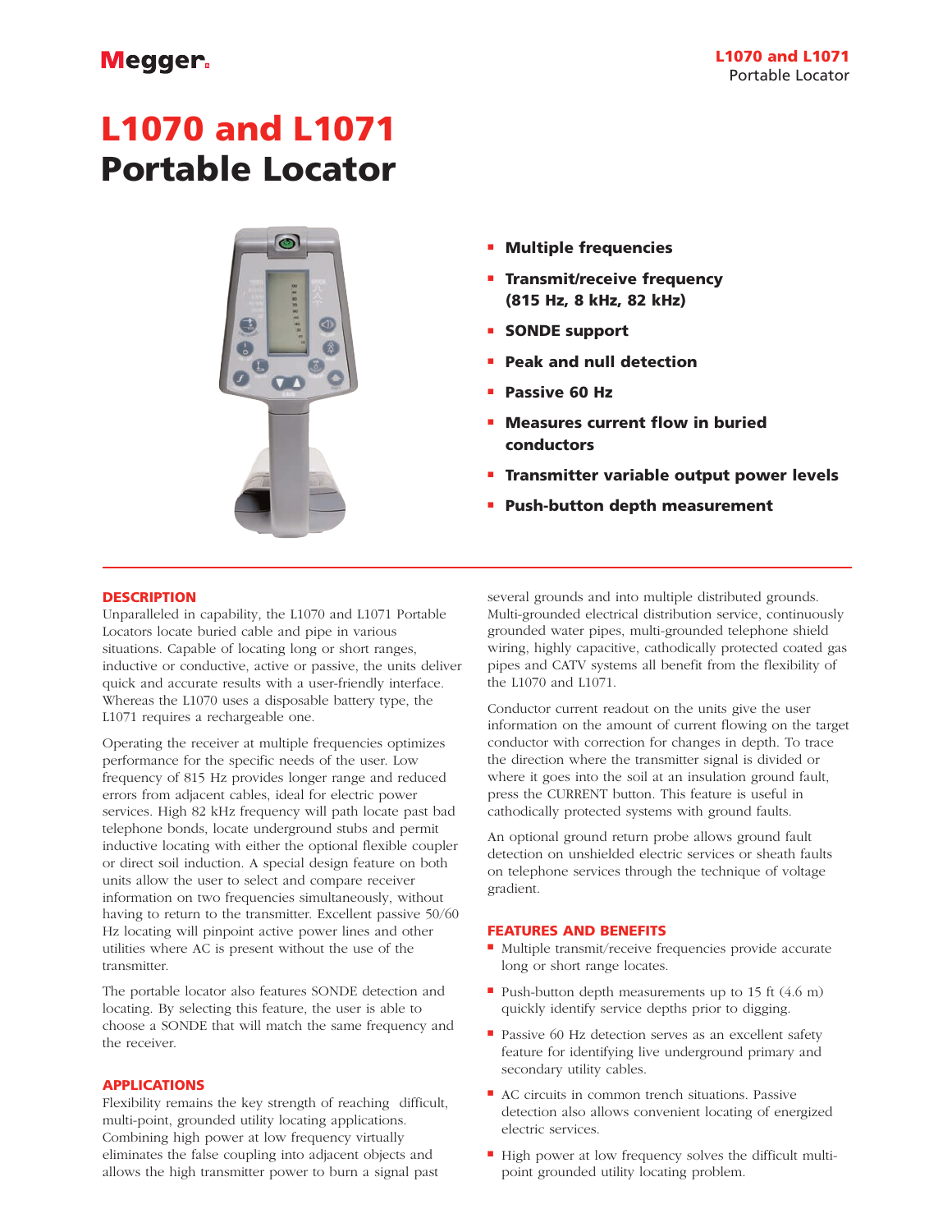# L1070 and L1071 Portable Locator

- **Multiple frequencies**
- **Transmit/receive frequency (815 Hz, 8 kHz, 82 kHz)**
- **SONDE support**
- **Peak and null detection**
- **Passive 60 Hz**
- **Measures current flow in buried conductors**
- **Transmitter variable output power levels**
- **Push-button depth measurement**

## DESCRIPTION

Unparalleled in capability, the L1070 and L1071 Portable Locators locate buried cable and pipe in various situations. Capable of locating long or short ranges, inductive or conductive, active or passive, the units deliver quick and accurate results with a user-friendly interface. Whereas the L1070 uses a disposable battery type, the L1071 requires a rechargeable one.

Operating the receiver at multiple frequencies optimizes performance for the specific needs of the user. Low frequency of 815 Hz provides longer range and reduced errors from adjacent cables, ideal for electric power services. High 82 kHz frequency will path locate past bad telephone bonds, locate underground stubs and permit inductive locating with either the optional flexible coupler or direct soil induction. A special design feature on both units allow the user to select and compare receiver information on two frequencies simultaneously, without having to return to the transmitter. Excellent passive 50/60 Hz locating will pinpoint active power lines and other utilities where AC is present without the use of the transmitter.

The portable locator also features SONDE detection and locating. By selecting this feature, the user is able to choose a SONDE that will match the same frequency and the receiver.

## APPLICATIONS

Flexibility remains the key strength of reaching difficult, multi-point, grounded utility locating applications. Combining high power at low frequency virtually eliminates the false coupling into adjacent objects and allows the high transmitter power to burn a signal past several grounds and into multiple distributed grounds. Multi-grounded electrical distribution service, continuously grounded water pipes, multi-grounded telephone shield wiring, highly capacitive, cathodically protected coated gas pipes and CATV systems all benefit from the flexibility of the L1070 and L1071.

Conductor current readout on the units give the user information on the amount of current flowing on the target conductor with correction for changes in depth. To trace the direction where the transmitter signal is divided or where it goes into the soil at an insulation ground fault, press the CURRENT button. This feature is useful in cathodically protected systems with ground faults.

An optional ground return probe allows ground fault detection on unshielded electric services or sheath faults on telephone services through the technique of voltage gradient.

## FEATURES AND BENEFITS

- Multiple transmit/receive frequencies provide accurate long or short range locates.
- Push-button depth measurements up to 15 ft (4.6 m) quickly identify service depths prior to digging.
- Passive 60 Hz detection serves as an excellent safety feature for identifying live underground primary and secondary utility cables.
- AC circuits in common trench situations. Passive detection also allows convenient locating of energized electric services.
- High power at low frequency solves the difficult multi-point grounded utility locating problem.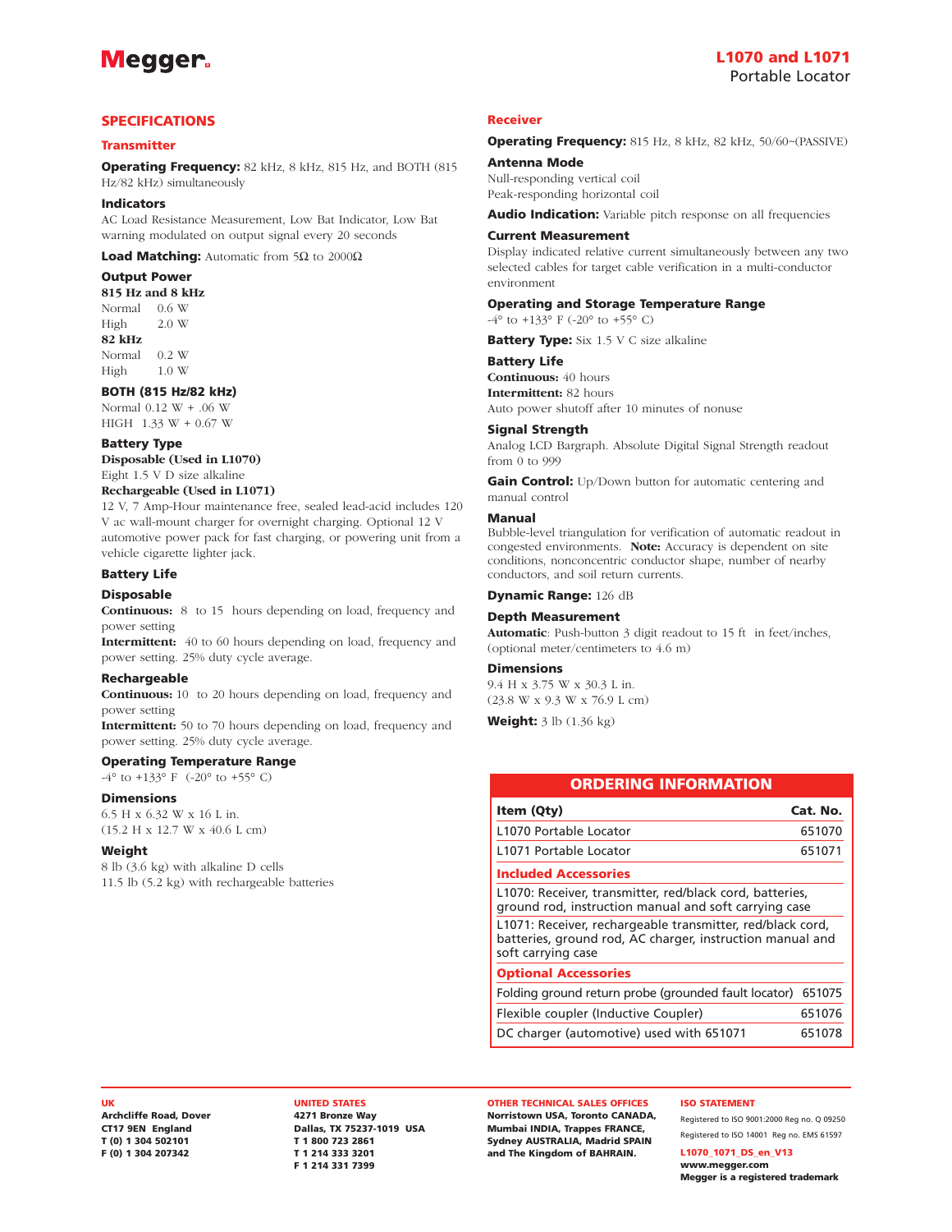## SPECIFICATIONS

### Transmitter

**Operating Frequency:** 82 kHz, 8 kHz, 815 Hz, and BOTH (815 Hz/82 kHz) simultaneously

**Indicators**

AC Load Resistance Measurement, Low Bat Indicator, Low Bat warning modulated on output signal every 20 seconds

**Load Matching:** Automatic from 5Ω to 2000Ω

**Output Power**

**815 Hz and 8 kHz**

Normal 0.6 W
High 2.0 W

**82 kHz**

Normal 0.2 W
High 1.0 W

**BOTH (815 Hz/82 kHz)**

Normal 0.12 W + .06 W
HIGH 1.33 W + 0.67 W

**Battery Type**

**Disposable (Used in L1070)**

Eight 1.5 V D size alkaline

**Rechargeable (Used in L1071)**

12 V, 7 Amp-Hour maintenance free, sealed lead-acid includes 120 V ac wall-mount charger for overnight charging. Optional 12 V automotive power pack for fast charging, or powering unit from a vehicle cigarette lighter jack.

**Battery Life**

**Disposable**

**Continuous:** 8 to 15 hours depending on load, frequency and power setting
**Intermittent:** 40 to 60 hours depending on load, frequency and power setting. 25% duty cycle average.

**Rechargeable**

**Continuous:** 10 to 20 hours depending on load, frequency and power setting
**Intermittent:** 50 to 70 hours depending on load, frequency and power setting. 25% duty cycle average.

**Operating Temperature Range**

-4° to +133° F (-20° to +55° C)

**Dimensions**

6.5 H x 6.32 W x 16 L in.
(15.2 H x 12.7 W x 40.6 L cm)

**Weight**

8 lb (3.6 kg) with alkaline D cells
11.5 lb (5.2 kg) with rechargeable batteries

### Receiver

**Operating Frequency:** 815 Hz, 8 kHz, 82 kHz, 50/60~(PASSIVE)

**Antenna Mode**

Null-responding vertical coil
Peak-responding horizontal coil

**Audio Indication:** Variable pitch response on all frequencies

**Current Measurement**

Display indicated relative current simultaneously between any two selected cables for target cable verification in a multi-conductor environment

**Operating and Storage Temperature Range**

-4° to +133° F (-20° to +55° C)

**Battery Type:** Six 1.5 V C size alkaline

**Battery Life**

**Continuous:** 40 hours
**Intermittent:** 82 hours
Auto power shutoff after 10 minutes of nonuse

**Signal Strength**

Analog LCD Bargraph. Absolute Digital Signal Strength readout from 0 to 999

**Gain Control:** Up/Down button for automatic centering and manual control

**Manual**

Bubble-level triangulation for verification of automatic readout in congested environments. **Note:** Accuracy is dependent on site conditions, nonconcentric conductor shape, number of nearby conductors, and soil return currents.

**Dynamic Range:** 126 dB

**Depth Measurement**

**Automatic**: Push-button 3 digit readout to 15 ft in feet/inches, (optional meter/centimeters to 4.6 m)

**Dimensions**

9.4 H x 3.75 W x 30.3 L in.
(23.8 W x 9.3 W x 76.9 L cm)

**Weight:** 3 lb (1.36 kg)

## ORDERING INFORMATION

| Item (Qty) | Cat. No. |
|---|---|
| L1070 Portable Locator | 651070 |
| L1071 Portable Locator | 651071 |
| **Included Accessories** | |
| L1070: Receiver, transmitter, red/black cord, batteries, ground rod, instruction manual and soft carrying case | |
| L1071: Receiver, rechargeable transmitter, red/black cord, batteries, ground rod, AC charger, instruction manual and soft carrying case | |
| **Optional Accessories** | |
| Folding ground return probe (grounded fault locator) | 651075 |
| Flexible coupler (Inductive Coupler) | 651076 |
| DC charger (automotive) used with 651071 | 651078 |

**UK**
**Archcliffe Road, Dover**
**CT17 9EN England**
**T (0) 1 304 502101**
**F (0) 1 304 207342**

**UNITED STATES**
**4271 Bronze Way**
**Dallas, TX 75237-1019 USA**
**T 1 800 723 2861**
**T 1 214 333 3201**
**F 1 214 331 7399**

**OTHER TECHNICAL SALES OFFICES**
**Norristown USA, Toronto CANADA, Mumbai INDIA, Trappes FRANCE, Sydney AUSTRALIA, Madrid SPAIN and The Kingdom of BAHRAIN.**

**ISO STATEMENT**
Registered to ISO 9001:2000 Reg no. Q 09250
Registered to ISO 14001 Reg no. EMS 61597

**L1070_1071_DS_en_V13**
**www.megger.com**
**Megger is a registered trademark**